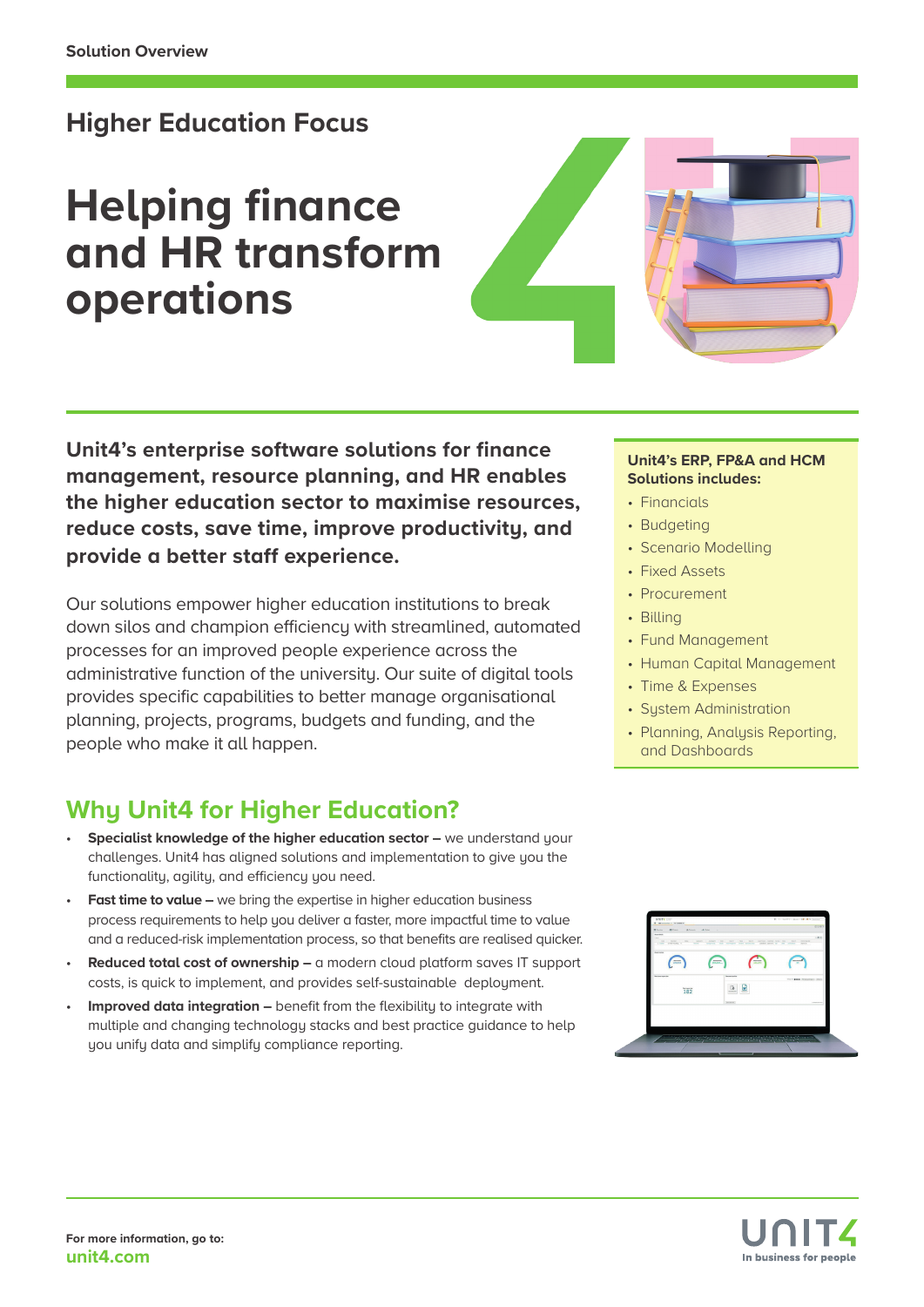Solution Overview

## Higher Education Focus

# Helping finance and HR transform operations

**Unit4's enterprise software solutions for finance management, resource planning, and HR enables the higher education sector to maximise resources, reduce costs, save time, improve productivity, and provide a better staff experience.**

Our solutions empower higher education institutions to break down silos and champion efficiency with streamlined, automated processes for an improved people experience across the administrative function of the university. Our suite of digital tools provides specific capabilities to better manage organisational planning, projects, programs, budgets and funding, and the people who make it all happen.

**Unit4's ERP, FP&A and HCM Solutions includes:**

- Financials
- Budgeting
- Scenario Modelling
- Fixed Assets
- Procurement
- Billing
- Fund Management
- Human Capital Management
- Time & Expenses
- System Administration
- Planning, Analysis Reporting, and Dashboards

## Why Unit4 for Higher Education?

- **Specialist knowledge of the higher education sector –** we understand your challenges. Unit4 has aligned solutions and implementation to give you the functionality, agility, and efficiency you need.
- **Fast time to value –** we bring the expertise in higher education business process requirements to help you deliver a faster, more impactful time to value and a reduced-risk implementation process, so that benefits are realised quicker.
- **Reduced total cost of ownership –** a modern cloud platform saves IT support costs, is quick to implement, and provides self-sustainable deployment.
- **Improved data integration –** benefit from the flexibility to integrate with multiple and changing technology stacks and best practice guidance to help you unify data and simplify compliance reporting.

For more information, go to:
**unit4.com**

UNIT4
In business for people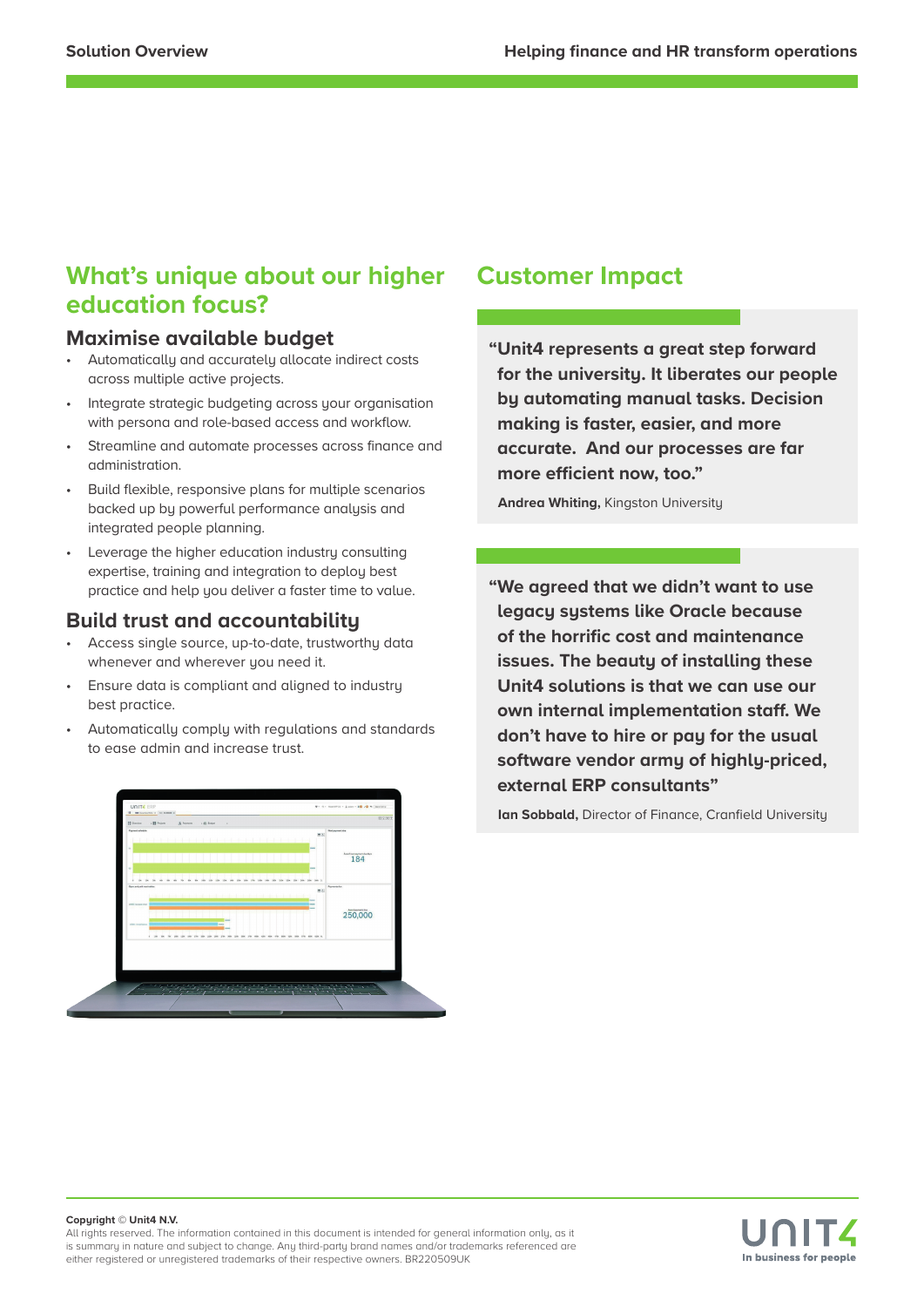## What's unique about our higher education focus?

### Maximise available budget

- Automatically and accurately allocate indirect costs across multiple active projects.
- Integrate strategic budgeting across your organisation with persona and role-based access and workflow.
- Streamline and automate processes across finance and administration.
- Build flexible, responsive plans for multiple scenarios backed up by powerful performance analysis and integrated people planning.
- Leverage the higher education industry consulting expertise, training and integration to deploy best practice and help you deliver a faster time to value.

### Build trust and accountability

- Access single source, up-to-date, trustworthy data whenever and wherever you need it.
- Ensure data is compliant and aligned to industry best practice.
- Automatically comply with regulations and standards to ease admin and increase trust.

## Customer Impact

**"Unit4 represents a great step forward for the university. It liberates our people by automating manual tasks. Decision making is faster, easier, and more accurate. And our processes are far more efficient now, too."**

**Andrea Whiting,** Kingston University

**"We agreed that we didn't want to use legacy systems like Oracle because of the horrific cost and maintenance issues. The beauty of installing these Unit4 solutions is that we can use our own internal implementation staff. We don't have to hire or pay for the usual software vendor army of highly-priced, external ERP consultants"**

**Ian Sobbald,** Director of Finance, Cranfield University

**Copyright © Unit4 N.V.**
All rights reserved. The information contained in this document is intended for general information only, as it is summary in nature and subject to change. Any third-party brand names and/or trademarks referenced are either registered or unregistered trademarks of their respective owners. BR220509UK

UNIT4
In business for people